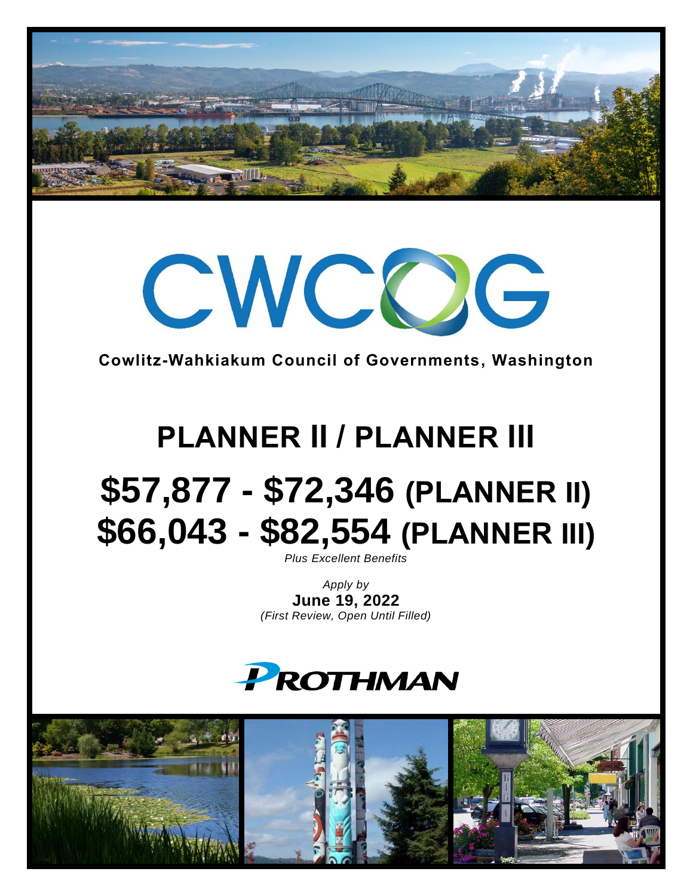CWCOG

**Cowlitz-Wahkiakum Council of Governments, Washington**

# PLANNER II / PLANNER III

# $57,877 - $72,346 (PLANNER II)
# $66,043 - $82,554 (PLANNER III)

*Plus Excellent Benefits*

*Apply by*
**June 19, 2022**
*(First Review, Open Until Filled)*

PROTHMAN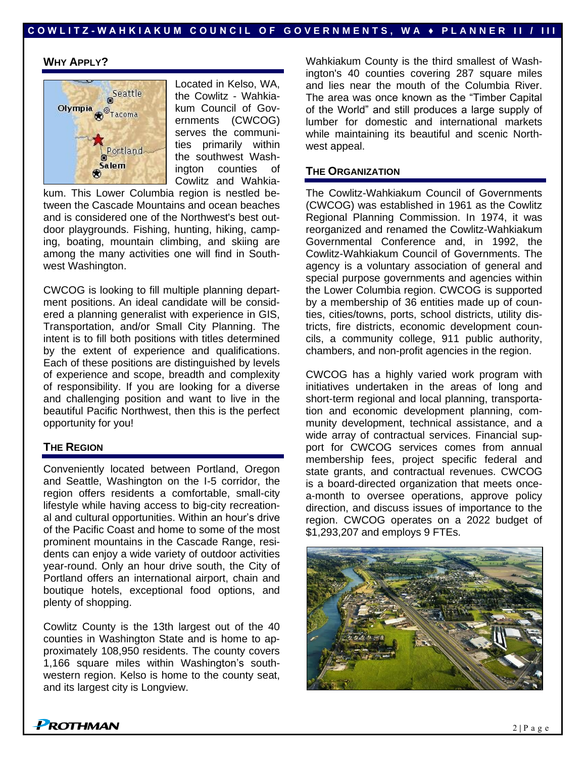## WHY APPLY?

Located in Kelso, WA, the Cowlitz - Wahkiakum Council of Governments (CWCOG) serves the communities primarily within the southwest Washington counties of Cowlitz and Wahkiakum. This Lower Columbia region is nestled between the Cascade Mountains and ocean beaches and is considered one of the Northwest's best outdoor playgrounds. Fishing, hunting, hiking, camping, boating, mountain climbing, and skiing are among the many activities one will find in Southwest Washington.

CWCOG is looking to fill multiple planning department positions. An ideal candidate will be considered a planning generalist with experience in GIS, Transportation, and/or Small City Planning. The intent is to fill both positions with titles determined by the extent of experience and qualifications. Each of these positions are distinguished by levels of experience and scope, breadth and complexity of responsibility. If you are looking for a diverse and challenging position and want to live in the beautiful Pacific Northwest, then this is the perfect opportunity for you!

## THE REGION

Conveniently located between Portland, Oregon and Seattle, Washington on the I-5 corridor, the region offers residents a comfortable, small-city lifestyle while having access to big-city recreational and cultural opportunities. Within an hour's drive of the Pacific Coast and home to some of the most prominent mountains in the Cascade Range, residents can enjoy a wide variety of outdoor activities year-round. Only an hour drive south, the City of Portland offers an international airport, chain and boutique hotels, exceptional food options, and plenty of shopping.

Cowlitz County is the 13th largest out of the 40 counties in Washington State and is home to approximately 108,950 residents. The county covers 1,166 square miles within Washington's southwestern region. Kelso is home to the county seat, and its largest city is Longview.

Wahkiakum County is the third smallest of Washington's 40 counties covering 287 square miles and lies near the mouth of the Columbia River. The area was once known as the "Timber Capital of the World" and still produces a large supply of lumber for domestic and international markets while maintaining its beautiful and scenic Northwest appeal.

## THE ORGANIZATION

The Cowlitz-Wahkiakum Council of Governments (CWCOG) was established in 1961 as the Cowlitz Regional Planning Commission. In 1974, it was reorganized and renamed the Cowlitz-Wahkiakum Governmental Conference and, in 1992, the Cowlitz-Wahkiakum Council of Governments. The agency is a voluntary association of general and special purpose governments and agencies within the Lower Columbia region. CWCOG is supported by a membership of 36 entities made up of counties, cities/towns, ports, school districts, utility districts, fire districts, economic development councils, a community college, 911 public authority, chambers, and non-profit agencies in the region.

CWCOG has a highly varied work program with initiatives undertaken in the areas of long and short-term regional and local planning, transportation and economic development planning, community development, technical assistance, and a wide array of contractual services. Financial support for CWCOG services comes from annual membership fees, project specific federal and state grants, and contractual revenues. CWCOG is a board-directed organization that meets once-a-month to oversee operations, approve policy direction, and discuss issues of importance to the region. CWCOG operates on a 2022 budget of $1,293,207 and employs 9 FTEs.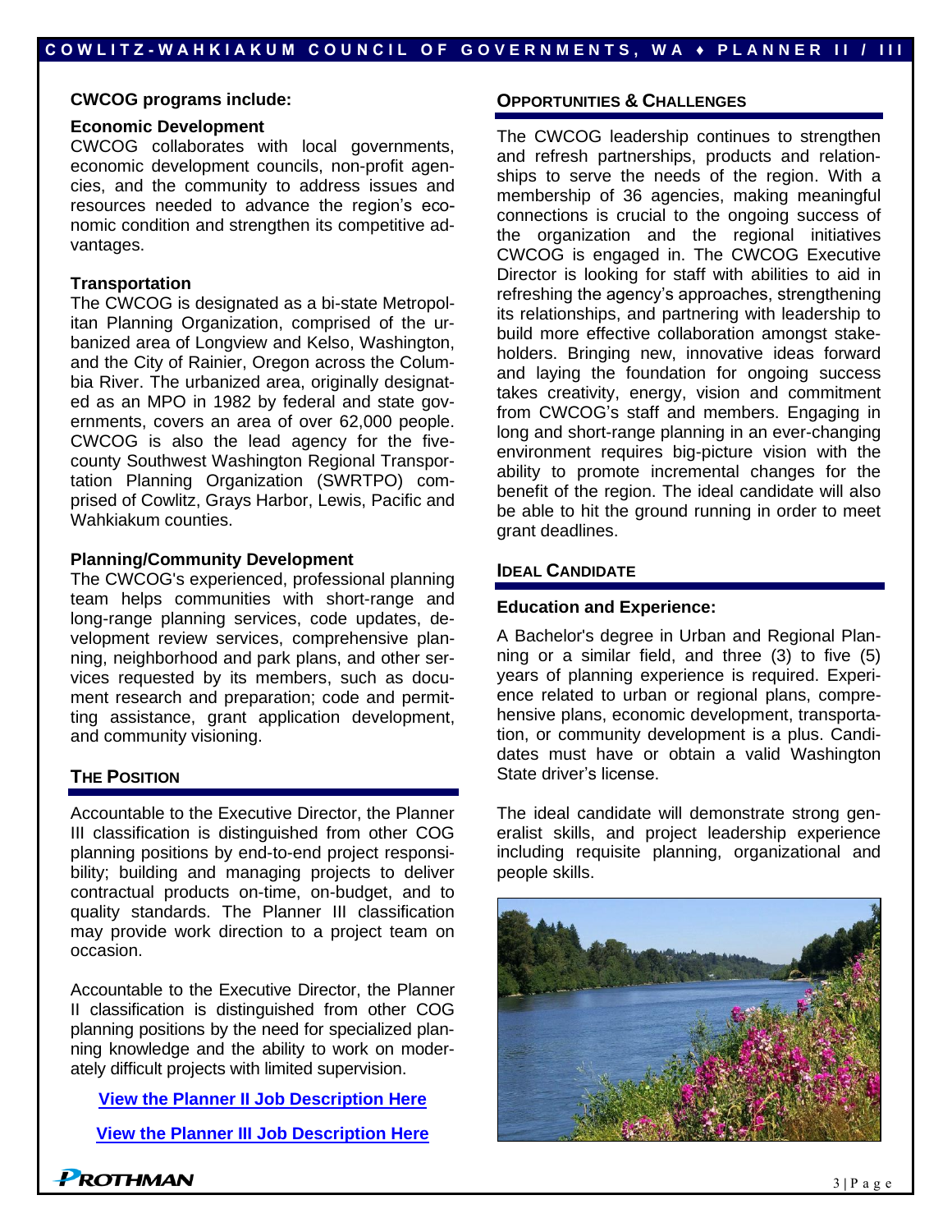**CWCOG programs include:**

**Economic Development**

CWCOG collaborates with local governments, economic development councils, non-profit agencies, and the community to address issues and resources needed to advance the region's economic condition and strengthen its competitive advantages.

**Transportation**

The CWCOG is designated as a bi-state Metropolitan Planning Organization, comprised of the urbanized area of Longview and Kelso, Washington, and the City of Rainier, Oregon across the Columbia River. The urbanized area, originally designated as an MPO in 1982 by federal and state governments, covers an area of over 62,000 people. CWCOG is also the lead agency for the five-county Southwest Washington Regional Transportation Planning Organization (SWRTPO) comprised of Cowlitz, Grays Harbor, Lewis, Pacific and Wahkiakum counties.

**Planning/Community Development**

The CWCOG's experienced, professional planning team helps communities with short-range and long-range planning services, code updates, development review services, comprehensive planning, neighborhood and park plans, and other services requested by its members, such as document research and preparation; code and permitting assistance, grant application development, and community visioning.

## THE POSITION

Accountable to the Executive Director, the Planner III classification is distinguished from other COG planning positions by end-to-end project responsibility; building and managing projects to deliver contractual products on-time, on-budget, and to quality standards. The Planner III classification may provide work direction to a project team on occasion.

Accountable to the Executive Director, the Planner II classification is distinguished from other COG planning positions by the need for specialized planning knowledge and the ability to work on moderately difficult projects with limited supervision.

**View the Planner II Job Description Here**

**View the Planner III Job Description Here**

## OPPORTUNITIES & CHALLENGES

The CWCOG leadership continues to strengthen and refresh partnerships, products and relationships to serve the needs of the region. With a membership of 36 agencies, making meaningful connections is crucial to the ongoing success of the organization and the regional initiatives CWCOG is engaged in. The CWCOG Executive Director is looking for staff with abilities to aid in refreshing the agency's approaches, strengthening its relationships, and partnering with leadership to build more effective collaboration amongst stakeholders. Bringing new, innovative ideas forward and laying the foundation for ongoing success takes creativity, energy, vision and commitment from CWCOG's staff and members. Engaging in long and short-range planning in an ever-changing environment requires big-picture vision with the ability to promote incremental changes for the benefit of the region. The ideal candidate will also be able to hit the ground running in order to meet grant deadlines.

## IDEAL CANDIDATE

**Education and Experience:**

A Bachelor's degree in Urban and Regional Planning or a similar field, and three (3) to five (5) years of planning experience is required. Experience related to urban or regional plans, comprehensive plans, economic development, transportation, or community development is a plus. Candidates must have or obtain a valid Washington State driver's license.

The ideal candidate will demonstrate strong generalist skills, and project leadership experience including requisite planning, organizational and people skills.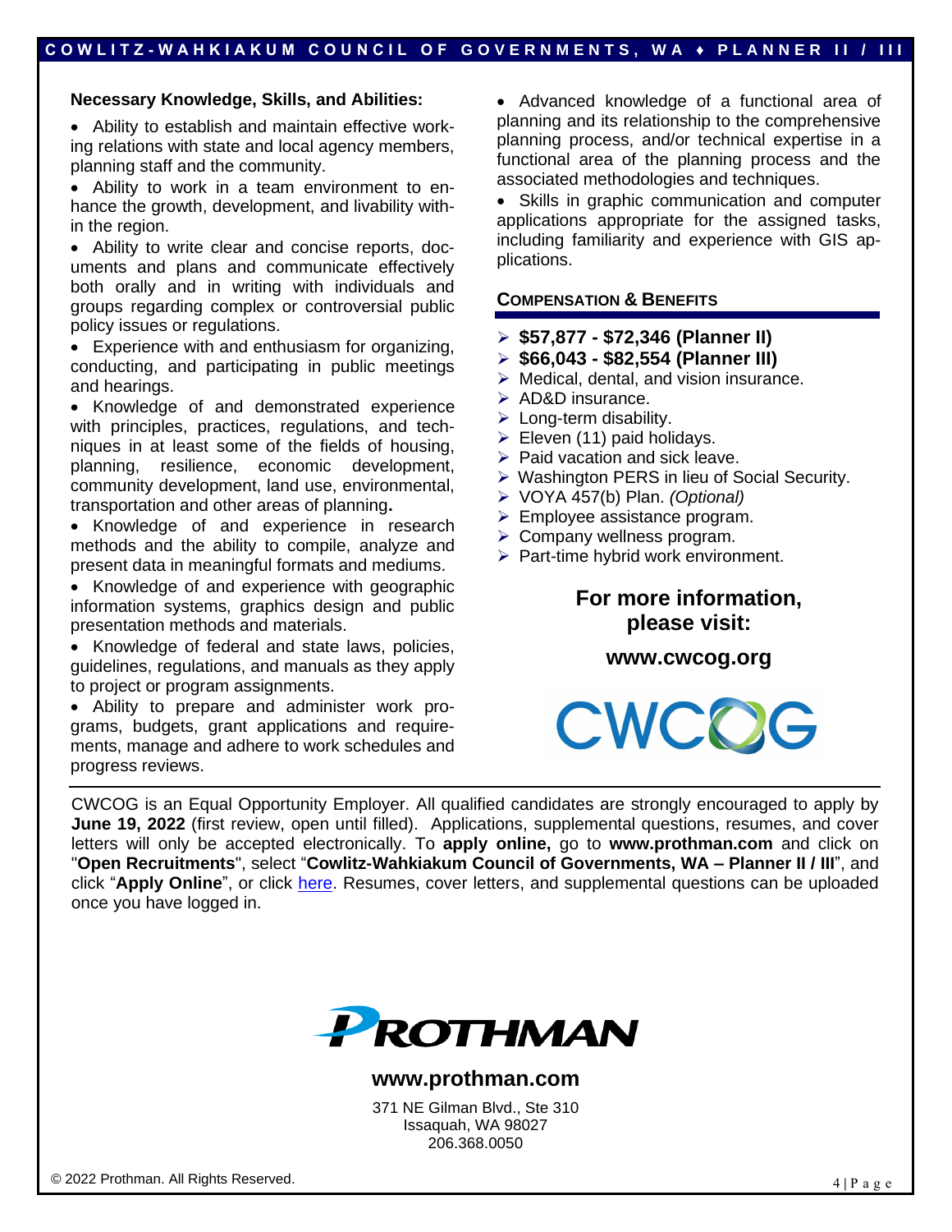**Necessary Knowledge, Skills, and Abilities:**

- Ability to establish and maintain effective working relations with state and local agency members, planning staff and the community.
- Ability to work in a team environment to enhance the growth, development, and livability within the region.
- Ability to write clear and concise reports, documents and plans and communicate effectively both orally and in writing with individuals and groups regarding complex or controversial public policy issues or regulations.
- Experience with and enthusiasm for organizing, conducting, and participating in public meetings and hearings.
- Knowledge of and demonstrated experience with principles, practices, regulations, and techniques in at least some of the fields of housing, planning, resilience, economic development, community development, land use, environmental, transportation and other areas of planning**.**
- Knowledge of and experience in research methods and the ability to compile, analyze and present data in meaningful formats and mediums.
- Knowledge of and experience with geographic information systems, graphics design and public presentation methods and materials.
- Knowledge of federal and state laws, policies, guidelines, regulations, and manuals as they apply to project or program assignments.
- Ability to prepare and administer work programs, budgets, grant applications and requirements, manage and adhere to work schedules and progress reviews.
- Advanced knowledge of a functional area of planning and its relationship to the comprehensive planning process, and/or technical expertise in a functional area of the planning process and the associated methodologies and techniques.
- Skills in graphic communication and computer applications appropriate for the assigned tasks, including familiarity and experience with GIS applications.

## COMPENSATION & BENEFITS

- **$57,877 - $72,346 (Planner II)**
- **$66,043 - $82,554 (Planner III)**
- Medical, dental, and vision insurance.
- AD&D insurance.
- Long-term disability.
- Eleven (11) paid holidays.
- Paid vacation and sick leave.
- Washington PERS in lieu of Social Security.
- VOYA 457(b) Plan. *(Optional)*
- Employee assistance program.
- Company wellness program.
- Part-time hybrid work environment.

**For more information, please visit:**

**www.cwcog.org**

CWCOG

CWCOG is an Equal Opportunity Employer. All qualified candidates are strongly encouraged to apply by **June 19, 2022** (first review, open until filled). Applications, supplemental questions, resumes, and cover letters will only be accepted electronically. To **apply online,** go to **www.prothman.com** and click on "**Open Recruitments**", select "**Cowlitz-Wahkiakum Council of Governments, WA – Planner II / III**", and click "**Apply Online**", or click here. Resumes, cover letters, and supplemental questions can be uploaded once you have logged in.

PROTHMAN

**www.prothman.com**

371 NE Gilman Blvd., Ste 310
Issaquah, WA 98027
206.368.0050

© 2022 Prothman. All Rights Reserved.